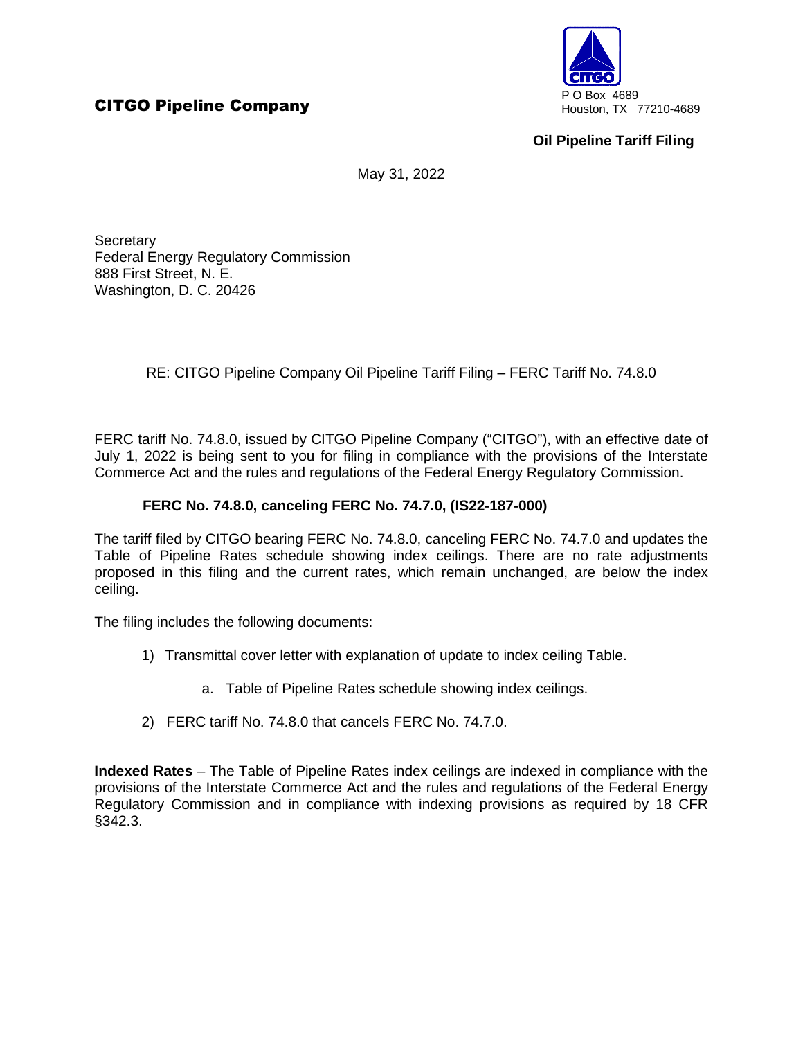**CITGO Pipeline Company**

P O Box 4689
Houston, TX 77210-4689

**Oil Pipeline Tariff Filing**

May 31, 2022

Secretary
Federal Energy Regulatory Commission
888 First Street, N. E.
Washington, D. C. 20426

RE: CITGO Pipeline Company Oil Pipeline Tariff Filing – FERC Tariff No. 74.8.0

FERC tariff No. 74.8.0, issued by CITGO Pipeline Company ("CITGO"), with an effective date of July 1, 2022 is being sent to you for filing in compliance with the provisions of the Interstate Commerce Act and the rules and regulations of the Federal Energy Regulatory Commission.

**FERC No. 74.8.0, canceling FERC No. 74.7.0, (IS22-187-000)**

The tariff filed by CITGO bearing FERC No. 74.8.0, canceling FERC No. 74.7.0 and updates the Table of Pipeline Rates schedule showing index ceilings. There are no rate adjustments proposed in this filing and the current rates, which remain unchanged, are below the index ceiling.

The filing includes the following documents:

1) Transmittal cover letter with explanation of update to index ceiling Table.
   a. Table of Pipeline Rates schedule showing index ceilings.
2) FERC tariff No. 74.8.0 that cancels FERC No. 74.7.0.

**Indexed Rates** – The Table of Pipeline Rates index ceilings are indexed in compliance with the provisions of the Interstate Commerce Act and the rules and regulations of the Federal Energy Regulatory Commission and in compliance with indexing provisions as required by 18 CFR §342.3.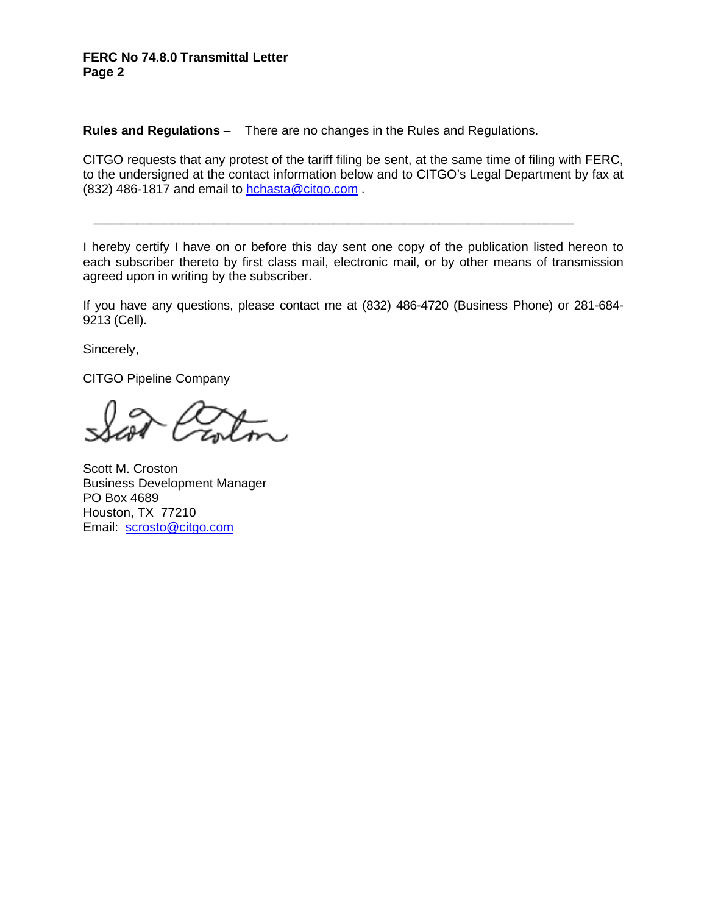**Rules and Regulations** – There are no changes in the Rules and Regulations.

CITGO requests that any protest of the tariff filing be sent, at the same time of filing with FERC, to the undersigned at the contact information below and to CITGO's Legal Department by fax at (832) 486-1817 and email to hchasta@citgo.com .

---

I hereby certify I have on or before this day sent one copy of the publication listed hereon to each subscriber thereto by first class mail, electronic mail, or by other means of transmission agreed upon in writing by the subscriber.

If you have any questions, please contact me at (832) 486-4720 (Business Phone) or 281-684-9213 (Cell).

Sincerely,

CITGO Pipeline Company

Scott M. Croston
Business Development Manager
PO Box 4689
Houston, TX 77210
Email: scrosto@citgo.com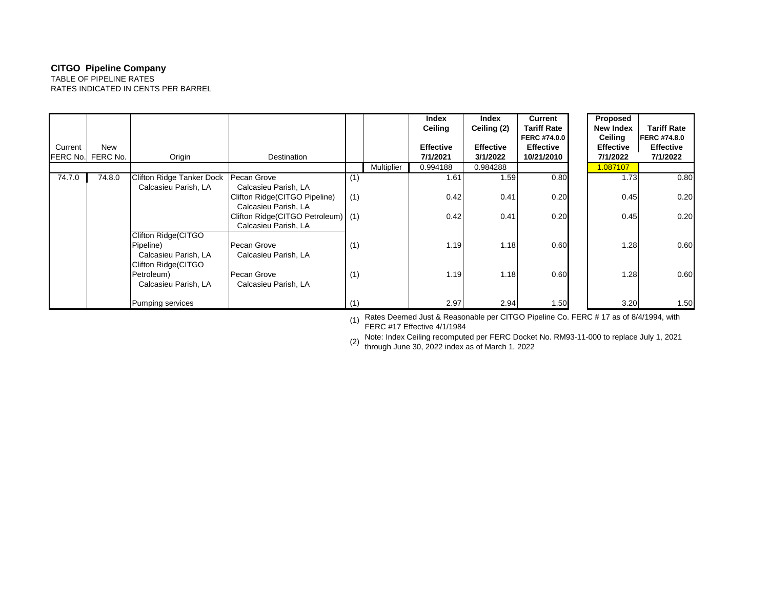**CITGO Pipeline Company**
TABLE OF PIPELINE RATES
RATES INDICATED IN CENTS PER BARREL

| Current FERC No. | New FERC No. | Origin | Destination | | | Index Ceiling Effective 7/1/2021 | Index Ceiling (2) Effective 3/1/2022 | Current Tariff Rate FERC #74.0.0 Effective 10/21/2010 | Proposed New Index Ceiling Effective 7/1/2022 | Tariff Rate FERC #74.8.0 Effective 7/1/2022 |
|---|---|---|---|---|---|---|---|---|---|---|
| | | | | | Multiplier | 0.994188 | 0.984288 | | 1.087107 | |
| 74.7.0 | 74.8.0 | Clifton Ridge Tanker Dock Calcasieu Parish, LA | Pecan Grove Calcasieu Parish, LA | (1) | | 1.61 | 1.59 | 0.80 | 1.73 | 0.80 |
| | | | Clifton Ridge(CITGO Pipeline) Calcasieu Parish, LA | (1) | | 0.42 | 0.41 | 0.20 | 0.45 | 0.20 |
| | | | Clifton Ridge(CITGO Petroleum) Calcasieu Parish, LA | (1) | | 0.42 | 0.41 | 0.20 | 0.45 | 0.20 |
| | | Clifton Ridge(CITGO Pipeline) Calcasieu Parish, LA | Pecan Grove Calcasieu Parish, LA | (1) | | 1.19 | 1.18 | 0.60 | 1.28 | 0.60 |
| | | Clifton Ridge(CITGO Petroleum) Calcasieu Parish, LA | Pecan Grove Calcasieu Parish, LA | (1) | | 1.19 | 1.18 | 0.60 | 1.28 | 0.60 |
| | | Pumping services | | (1) | | 2.97 | 2.94 | 1.50 | 3.20 | 1.50 |

(1) Rates Deemed Just & Reasonable per CITGO Pipeline Co. FERC # 17 as of 8/4/1994, with FERC #17 Effective 4/1/1984

(2) Note: Index Ceiling recomputed per FERC Docket No. RM93-11-000 to replace July 1, 2021 through June 30, 2022 index as of March 1, 2022